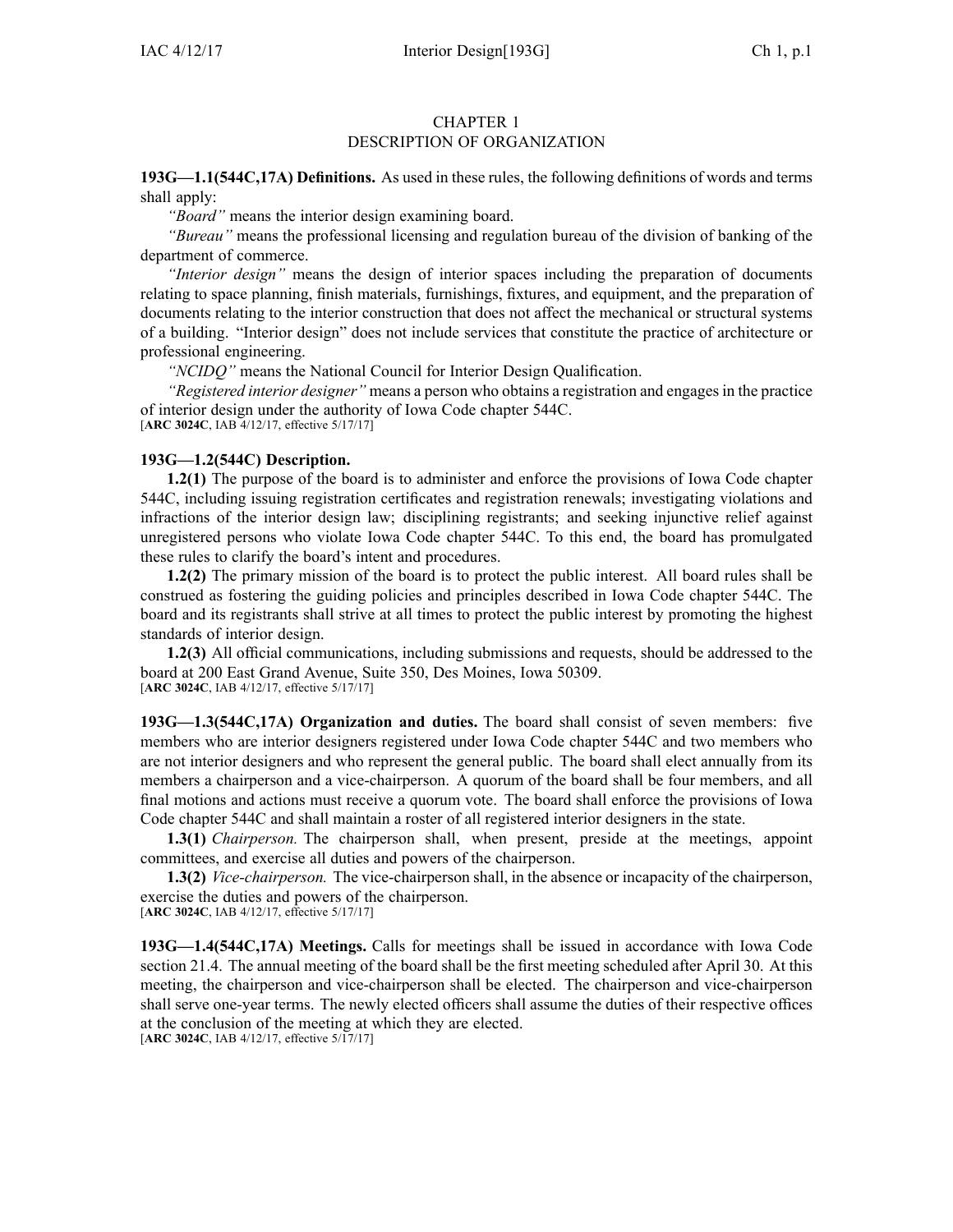# CHAPTER 1
## DESCRIPTION OF ORGANIZATION

**193G—1.1(544C,17A) Definitions.** As used in these rules, the following definitions of words and terms shall apply:

*"Board"* means the interior design examining board.

*"Bureau"* means the professional licensing and regulation bureau of the division of banking of the department of commerce.

*"Interior design"* means the design of interior spaces including the preparation of documents relating to space planning, finish materials, furnishings, fixtures, and equipment, and the preparation of documents relating to the interior construction that does not affect the mechanical or structural systems of a building. "Interior design" does not include services that constitute the practice of architecture or professional engineering.

*"NCIDQ"* means the National Council for Interior Design Qualification.

*"Registered interior designer"* means a person who obtains a registration and engages in the practice of interior design under the authority of Iowa Code chapter 544C.

[**ARC 3024C**, IAB 4/12/17, effective 5/17/17]

**193G—1.2(544C) Description.**

**1.2(1)** The purpose of the board is to administer and enforce the provisions of Iowa Code chapter 544C, including issuing registration certificates and registration renewals; investigating violations and infractions of the interior design law; disciplining registrants; and seeking injunctive relief against unregistered persons who violate Iowa Code chapter 544C. To this end, the board has promulgated these rules to clarify the board's intent and procedures.

**1.2(2)** The primary mission of the board is to protect the public interest. All board rules shall be construed as fostering the guiding policies and principles described in Iowa Code chapter 544C. The board and its registrants shall strive at all times to protect the public interest by promoting the highest standards of interior design.

**1.2(3)** All official communications, including submissions and requests, should be addressed to the board at 200 East Grand Avenue, Suite 350, Des Moines, Iowa 50309.

[**ARC 3024C**, IAB 4/12/17, effective 5/17/17]

**193G—1.3(544C,17A) Organization and duties.** The board shall consist of seven members: five members who are interior designers registered under Iowa Code chapter 544C and two members who are not interior designers and who represent the general public. The board shall elect annually from its members a chairperson and a vice-chairperson. A quorum of the board shall be four members, and all final motions and actions must receive a quorum vote. The board shall enforce the provisions of Iowa Code chapter 544C and shall maintain a roster of all registered interior designers in the state.

**1.3(1)** *Chairperson.* The chairperson shall, when present, preside at the meetings, appoint committees, and exercise all duties and powers of the chairperson.

**1.3(2)** *Vice-chairperson.* The vice-chairperson shall, in the absence or incapacity of the chairperson, exercise the duties and powers of the chairperson.

[**ARC 3024C**, IAB 4/12/17, effective 5/17/17]

**193G—1.4(544C,17A) Meetings.** Calls for meetings shall be issued in accordance with Iowa Code section 21.4. The annual meeting of the board shall be the first meeting scheduled after April 30. At this meeting, the chairperson and vice-chairperson shall be elected. The chairperson and vice-chairperson shall serve one-year terms. The newly elected officers shall assume the duties of their respective offices at the conclusion of the meeting at which they are elected.

[**ARC 3024C**, IAB 4/12/17, effective 5/17/17]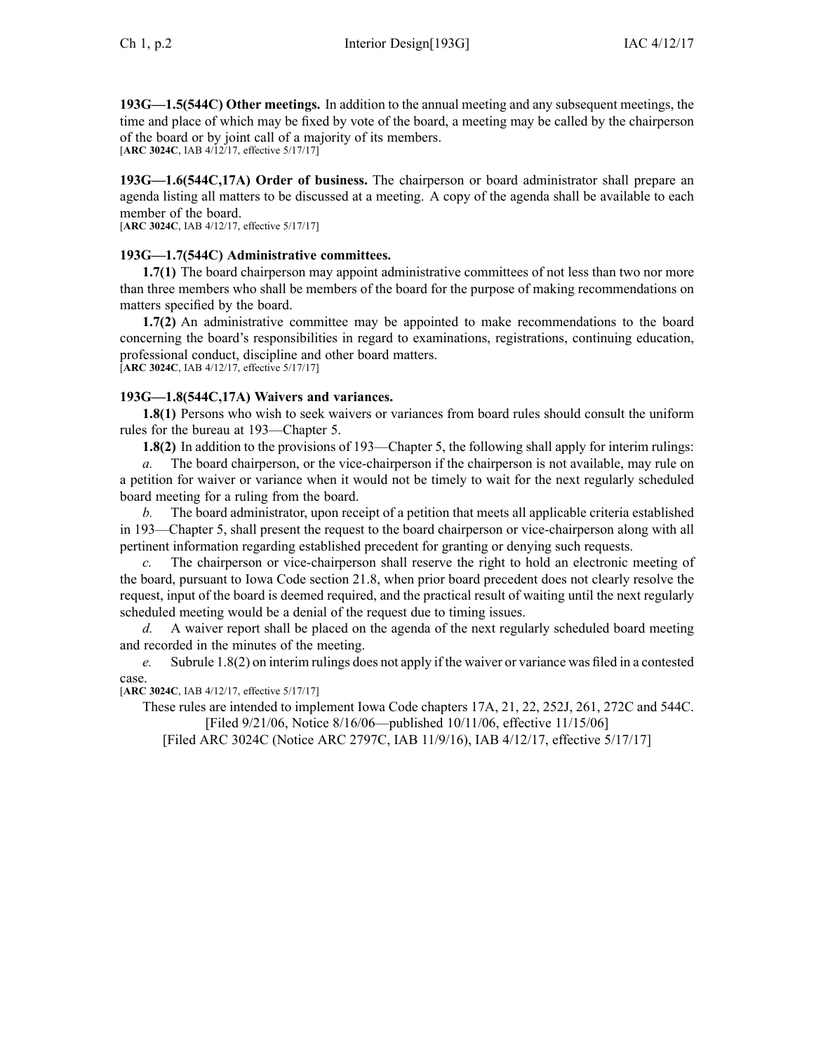**193G—1.5(544C) Other meetings.** In addition to the annual meeting and any subsequent meetings, the time and place of which may be fixed by vote of the board, a meeting may be called by the chairperson of the board or by joint call of a majority of its members.
[**ARC 3024C**, IAB 4/12/17, effective 5/17/17]

**193G—1.6(544C,17A) Order of business.** The chairperson or board administrator shall prepare an agenda listing all matters to be discussed at a meeting. A copy of the agenda shall be available to each member of the board.
[**ARC 3024C**, IAB 4/12/17, effective 5/17/17]

**193G—1.7(544C) Administrative committees.**

**1.7(1)** The board chairperson may appoint administrative committees of not less than two nor more than three members who shall be members of the board for the purpose of making recommendations on matters specified by the board.

**1.7(2)** An administrative committee may be appointed to make recommendations to the board concerning the board's responsibilities in regard to examinations, registrations, continuing education, professional conduct, discipline and other board matters.
[**ARC 3024C**, IAB 4/12/17, effective 5/17/17]

**193G—1.8(544C,17A) Waivers and variances.**

**1.8(1)** Persons who wish to seek waivers or variances from board rules should consult the uniform rules for the bureau at 193—Chapter 5.

**1.8(2)** In addition to the provisions of 193—Chapter 5, the following shall apply for interim rulings:

*a.* The board chairperson, or the vice-chairperson if the chairperson is not available, may rule on a petition for waiver or variance when it would not be timely to wait for the next regularly scheduled board meeting for a ruling from the board.

*b.* The board administrator, upon receipt of a petition that meets all applicable criteria established in 193—Chapter 5, shall present the request to the board chairperson or vice-chairperson along with all pertinent information regarding established precedent for granting or denying such requests.

*c.* The chairperson or vice-chairperson shall reserve the right to hold an electronic meeting of the board, pursuant to Iowa Code section 21.8, when prior board precedent does not clearly resolve the request, input of the board is deemed required, and the practical result of waiting until the next regularly scheduled meeting would be a denial of the request due to timing issues.

*d.* A waiver report shall be placed on the agenda of the next regularly scheduled board meeting and recorded in the minutes of the meeting.

*e.* Subrule 1.8(2) on interim rulings does not apply if the waiver or variance was filed in a contested case.
[**ARC 3024C**, IAB 4/12/17, effective 5/17/17]

These rules are intended to implement Iowa Code chapters 17A, 21, 22, 252J, 261, 272C and 544C.

[Filed 9/21/06, Notice 8/16/06—published 10/11/06, effective 11/15/06]

[Filed ARC 3024C (Notice ARC 2797C, IAB 11/9/16), IAB 4/12/17, effective 5/17/17]